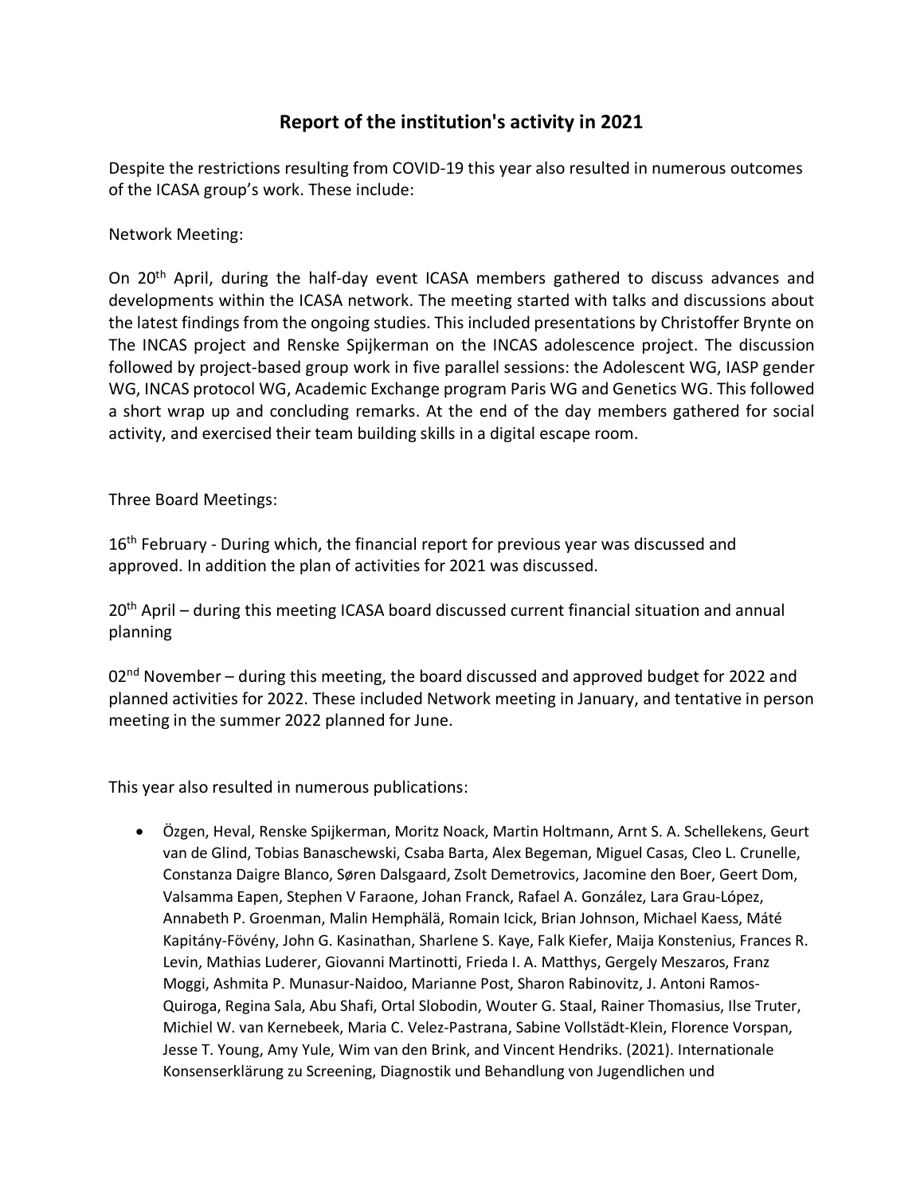# Report of the institution's activity in 2021

Despite the restrictions resulting from COVID-19 this year also resulted in numerous outcomes of the ICASA group's work. These include:

Network Meeting:

On 20th April, during the half-day event ICASA members gathered to discuss advances and developments within the ICASA network. The meeting started with talks and discussions about the latest findings from the ongoing studies. This included presentations by Christoffer Brynte on The INCAS project and Renske Spijkerman on the INCAS adolescence project. The discussion followed by project-based group work in five parallel sessions: the Adolescent WG, IASP gender WG, INCAS protocol WG, Academic Exchange program Paris WG and Genetics WG. This followed a short wrap up and concluding remarks. At the end of the day members gathered for social activity, and exercised their team building skills in a digital escape room.

Three Board Meetings:

16th February - During which, the financial report for previous year was discussed and approved. In addition the plan of activities for 2021 was discussed.

20th April – during this meeting ICASA board discussed current financial situation and annual planning

02nd November – during this meeting, the board discussed and approved budget for 2022 and planned activities for 2022. These included Network meeting in January, and tentative in person meeting in the summer 2022 planned for June.

This year also resulted in numerous publications:

- Özgen, Heval, Renske Spijkerman, Moritz Noack, Martin Holtmann, Arnt S. A. Schellekens, Geurt van de Glind, Tobias Banaschewski, Csaba Barta, Alex Begeman, Miguel Casas, Cleo L. Crunelle, Constanza Daigre Blanco, Søren Dalsgaard, Zsolt Demetrovics, Jacomine den Boer, Geert Dom, Valsamma Eapen, Stephen V Faraone, Johan Franck, Rafael A. González, Lara Grau-López, Annabeth P. Groenman, Malin Hemphälä, Romain Icick, Brian Johnson, Michael Kaess, Máté Kapitány-Fövény, John G. Kasinathan, Sharlene S. Kaye, Falk Kiefer, Maija Konstenius, Frances R. Levin, Mathias Luderer, Giovanni Martinotti, Frieda I. A. Matthys, Gergely Meszaros, Franz Moggi, Ashmita P. Munasur-Naidoo, Marianne Post, Sharon Rabinovitz, J. Antoni Ramos-Quiroga, Regina Sala, Abu Shafi, Ortal Slobodin, Wouter G. Staal, Rainer Thomasius, Ilse Truter, Michiel W. van Kernebeek, Maria C. Velez-Pastrana, Sabine Vollstädt-Klein, Florence Vorspan, Jesse T. Young, Amy Yule, Wim van den Brink, and Vincent Hendriks. (2021). Internationale Konsenserklärung zu Screening, Diagnostik und Behandlung von Jugendlichen und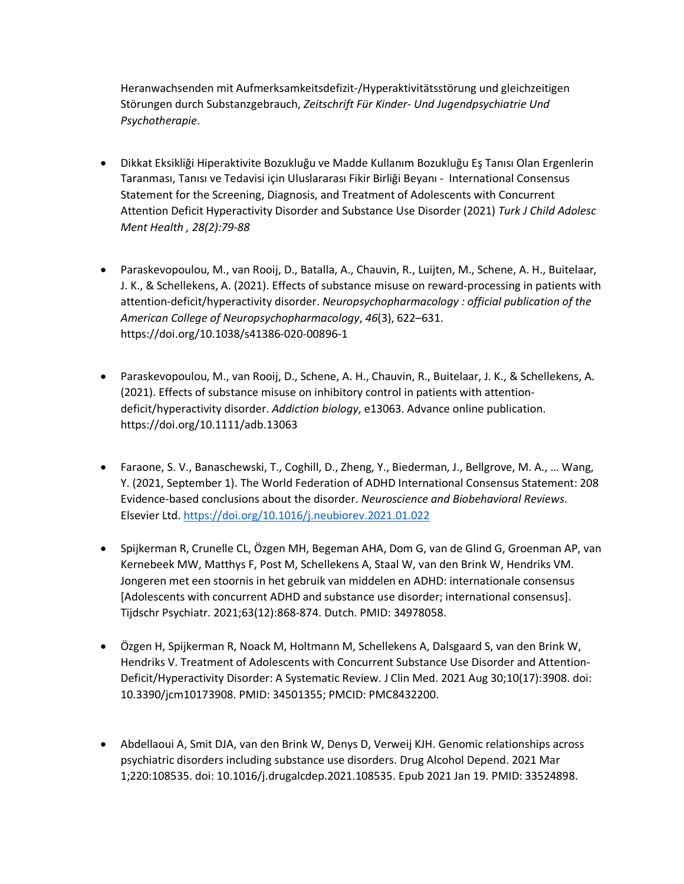Heranwachsenden mit Aufmerksamkeitsdefizit-/Hyperaktivitätsstörung und gleichzeitigen Störungen durch Substanzgebrauch, *Zeitschrift Für Kinder- Und Jugendpsychiatrie Und Psychotherapie*.

- Dikkat Eksikliği Hiperaktivite Bozukluğu ve Madde Kullanım Bozukluğu Eş Tanısı Olan Ergenlerin Taranması, Tanısı ve Tedavisi için Uluslararası Fikir Birliği Beyanı - International Consensus Statement for the Screening, Diagnosis, and Treatment of Adolescents with Concurrent Attention Deficit Hyperactivity Disorder and Substance Use Disorder (2021) *Turk J Child Adolesc Ment Health , 28(2):79-88*

- Paraskevopoulou, M., van Rooij, D., Batalla, A., Chauvin, R., Luijten, M., Schene, A. H., Buitelaar, J. K., & Schellekens, A. (2021). Effects of substance misuse on reward-processing in patients with attention-deficit/hyperactivity disorder. *Neuropsychopharmacology : official publication of the American College of Neuropsychopharmacology*, *46*(3), 622–631. https://doi.org/10.1038/s41386-020-00896-1

- Paraskevopoulou, M., van Rooij, D., Schene, A. H., Chauvin, R., Buitelaar, J. K., & Schellekens, A. (2021). Effects of substance misuse on inhibitory control in patients with attention-deficit/hyperactivity disorder. *Addiction biology*, e13063. Advance online publication. https://doi.org/10.1111/adb.13063

- Faraone, S. V., Banaschewski, T., Coghill, D., Zheng, Y., Biederman, J., Bellgrove, M. A., … Wang, Y. (2021, September 1). The World Federation of ADHD International Consensus Statement: 208 Evidence-based conclusions about the disorder. *Neuroscience and Biobehavioral Reviews*. Elsevier Ltd. https://doi.org/10.1016/j.neubiorev.2021.01.022

- Spijkerman R, Crunelle CL, Özgen MH, Begeman AHA, Dom G, van de Glind G, Groenman AP, van Kernebeek MW, Matthys F, Post M, Schellekens A, Staal W, van den Brink W, Hendriks VM. Jongeren met een stoornis in het gebruik van middelen en ADHD: internationale consensus [Adolescents with concurrent ADHD and substance use disorder; international consensus]. Tijdschr Psychiatr. 2021;63(12):868-874. Dutch. PMID: 34978058.

- Özgen H, Spijkerman R, Noack M, Holtmann M, Schellekens A, Dalsgaard S, van den Brink W, Hendriks V. Treatment of Adolescents with Concurrent Substance Use Disorder and Attention-Deficit/Hyperactivity Disorder: A Systematic Review. J Clin Med. 2021 Aug 30;10(17):3908. doi: 10.3390/jcm10173908. PMID: 34501355; PMCID: PMC8432200.

- Abdellaoui A, Smit DJA, van den Brink W, Denys D, Verweij KJH. Genomic relationships across psychiatric disorders including substance use disorders. Drug Alcohol Depend. 2021 Mar 1;220:108535. doi: 10.1016/j.drugalcdep.2021.108535. Epub 2021 Jan 19. PMID: 33524898.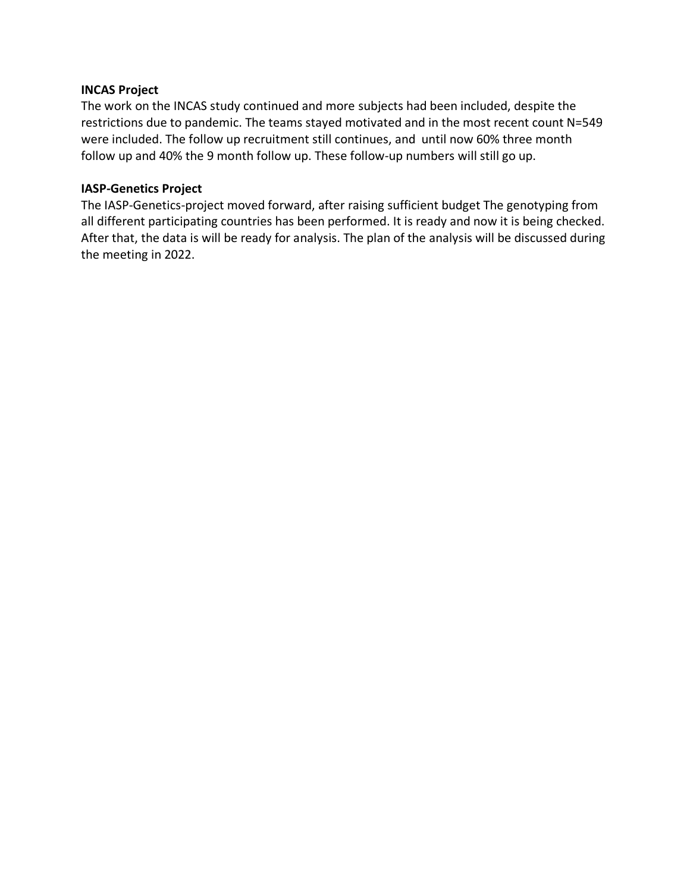**INCAS Project**

The work on the INCAS study continued and more subjects had been included, despite the restrictions due to pandemic. The teams stayed motivated and in the most recent count N=549 were included. The follow up recruitment still continues, and until now 60% three month follow up and 40% the 9 month follow up. These follow-up numbers will still go up.

**IASP-Genetics Project**

The IASP-Genetics-project moved forward, after raising sufficient budget The genotyping from all different participating countries has been performed. It is ready and now it is being checked. After that, the data is will be ready for analysis. The plan of the analysis will be discussed during the meeting in 2022.